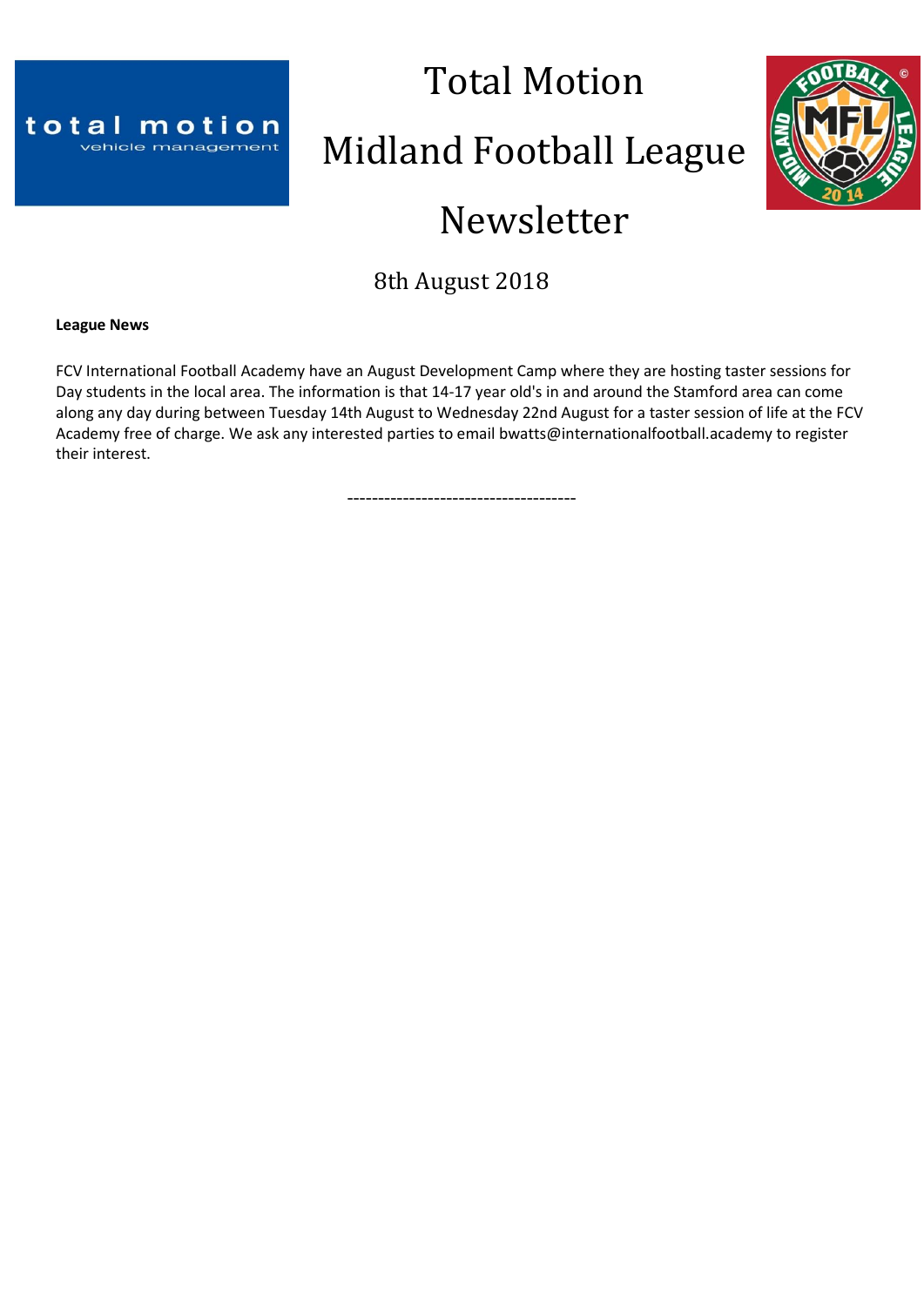# Total Motion

# Midland Football League

# Newsletter

8th August 2018

**League News**

FCV International Football Academy have an August Development Camp where they are hosting taster sessions for Day students in the local area. The information is that 14-17 year old's in and around the Stamford area can come along any day during between Tuesday 14th August to Wednesday 22nd August for a taster session of life at the FCV Academy free of charge. We ask any interested parties to email bwatts@internationalfootball.academy to register their interest.

-------------------------------------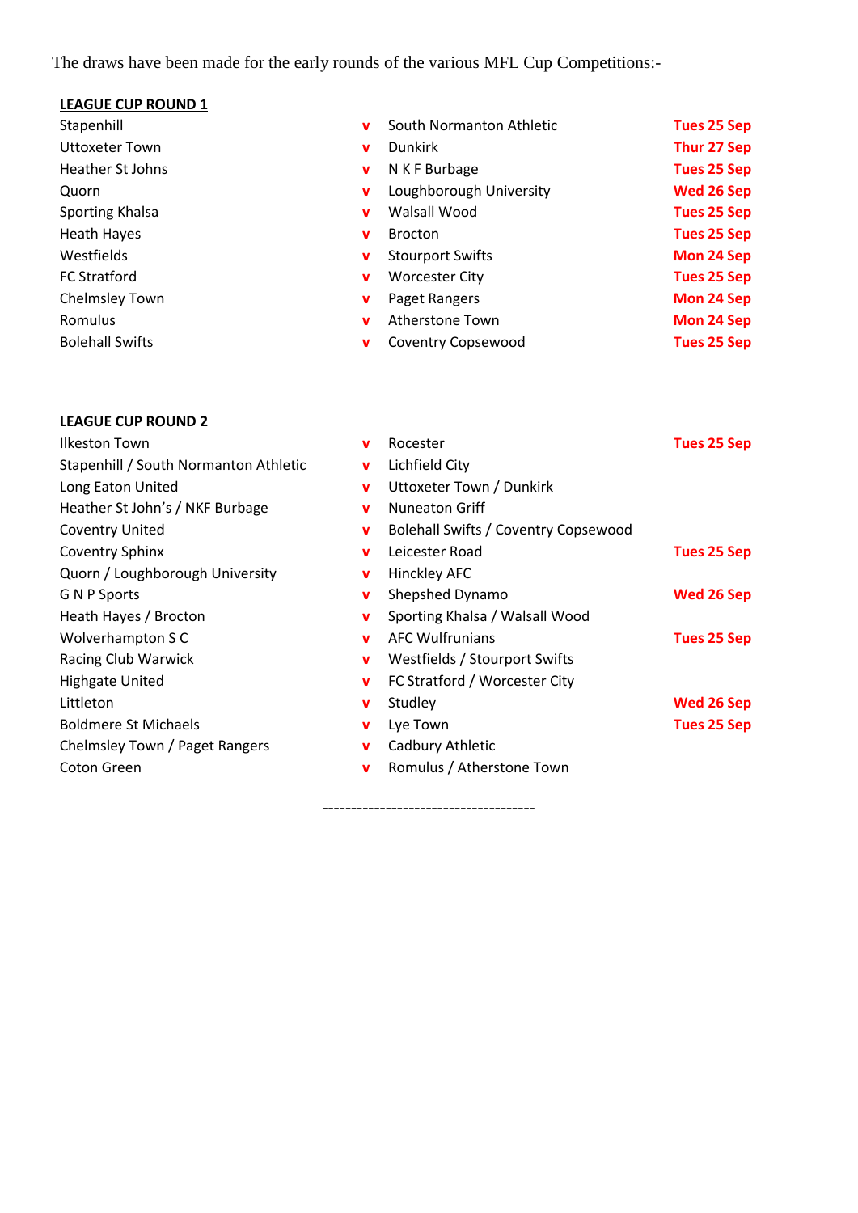The draws have been made for the early rounds of the various MFL Cup Competitions:-

**LEAGUE CUP ROUND 1**

| Home | | Away | Date |
|---|---|---|---|
| Stapenhill | v | South Normanton Athletic | Tues 25 Sep |
| Uttoxeter Town | v | Dunkirk | Thur 27 Sep |
| Heather St Johns | v | N K F Burbage | Tues 25 Sep |
| Quorn | v | Loughborough University | Wed 26 Sep |
| Sporting Khalsa | v | Walsall Wood | Tues 25 Sep |
| Heath Hayes | v | Brocton | Tues 25 Sep |
| Westfields | v | Stourport Swifts | Mon 24 Sep |
| FC Stratford | v | Worcester City | Tues 25 Sep |
| Chelmsley Town | v | Paget Rangers | Mon 24 Sep |
| Romulus | v | Atherstone Town | Mon 24 Sep |
| Bolehall Swifts | v | Coventry Copsewood | Tues 25 Sep |

**LEAGUE CUP ROUND 2**

| Home | | Away | Date |
|---|---|---|---|
| Ilkeston Town | v | Rocester | Tues 25 Sep |
| Stapenhill / South Normanton Athletic | v | Lichfield City | |
| Long Eaton United | v | Uttoxeter Town / Dunkirk | |
| Heather St John's / NKF Burbage | v | Nuneaton Griff | |
| Coventry United | v | Bolehall Swifts / Coventry Copsewood | |
| Coventry Sphinx | v | Leicester Road | Tues 25 Sep |
| Quorn / Loughborough University | v | Hinckley AFC | |
| G N P Sports | v | Shepshed Dynamo | Wed 26 Sep |
| Heath Hayes / Brocton | v | Sporting Khalsa / Walsall Wood | |
| Wolverhampton S C | v | AFC Wulfrunians | Tues 25 Sep |
| Racing Club Warwick | v | Westfields / Stourport Swifts | |
| Highgate United | v | FC Stratford / Worcester City | |
| Littleton | v | Studley | Wed 26 Sep |
| Boldmere St Michaels | v | Lye Town | Tues 25 Sep |
| Chelmsley Town / Paget Rangers | v | Cadbury Athletic | |
| Coton Green | v | Romulus / Atherstone Town | |

------------------------------------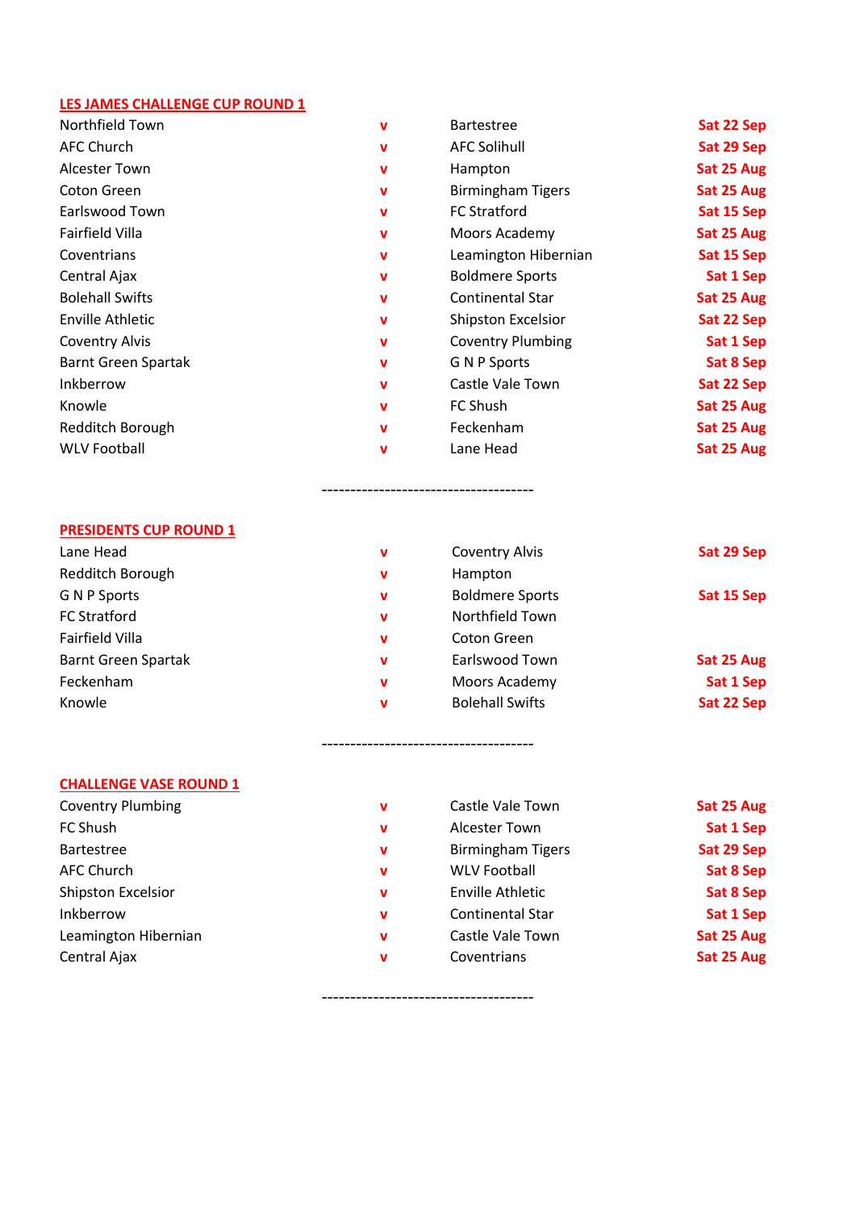## LES JAMES CHALLENGE CUP ROUND 1

| | | | |
|---|---|---|---|
| Northfield Town | v | Bartestree | Sat 22 Sep |
| AFC Church | v | AFC Solihull | Sat 29 Sep |
| Alcester Town | v | Hampton | Sat 25 Aug |
| Coton Green | v | Birmingham Tigers | Sat 25 Aug |
| Earlswood Town | v | FC Stratford | Sat 15 Sep |
| Fairfield Villa | v | Moors Academy | Sat 25 Aug |
| Coventrians | v | Leamington Hibernian | Sat 15 Sep |
| Central Ajax | v | Boldmere Sports | Sat 1 Sep |
| Bolehall Swifts | v | Continental Star | Sat 25 Aug |
| Enville Athletic | v | Shipston Excelsior | Sat 22 Sep |
| Coventry Alvis | v | Coventry Plumbing | Sat 1 Sep |
| Barnt Green Spartak | v | G N P Sports | Sat 8 Sep |
| Inkberrow | v | Castle Vale Town | Sat 22 Sep |
| Knowle | v | FC Shush | Sat 25 Aug |
| Redditch Borough | v | Feckenham | Sat 25 Aug |
| WLV Football | v | Lane Head | Sat 25 Aug |

-------------------------------------

## PRESIDENTS CUP ROUND 1

| | | | |
|---|---|---|---|
| Lane Head | v | Coventry Alvis | Sat 29 Sep |
| Redditch Borough | v | Hampton | |
| G N P Sports | v | Boldmere Sports | Sat 15 Sep |
| FC Stratford | v | Northfield Town | |
| Fairfield Villa | v | Coton Green | |
| Barnt Green Spartak | v | Earlswood Town | Sat 25 Aug |
| Feckenham | v | Moors Academy | Sat 1 Sep |
| Knowle | v | Bolehall Swifts | Sat 22 Sep |

-------------------------------------

## CHALLENGE VASE ROUND 1

| | | | |
|---|---|---|---|
| Coventry Plumbing | v | Castle Vale Town | Sat 25 Aug |
| FC Shush | v | Alcester Town | Sat 1 Sep |
| Bartestree | v | Birmingham Tigers | Sat 29 Sep |
| AFC Church | v | WLV Football | Sat 8 Sep |
| Shipston Excelsior | v | Enville Athletic | Sat 8 Sep |
| Inkberrow | v | Continental Star | Sat 1 Sep |
| Leamington Hibernian | v | Castle Vale Town | Sat 25 Aug |
| Central Ajax | v | Coventrians | Sat 25 Aug |

-------------------------------------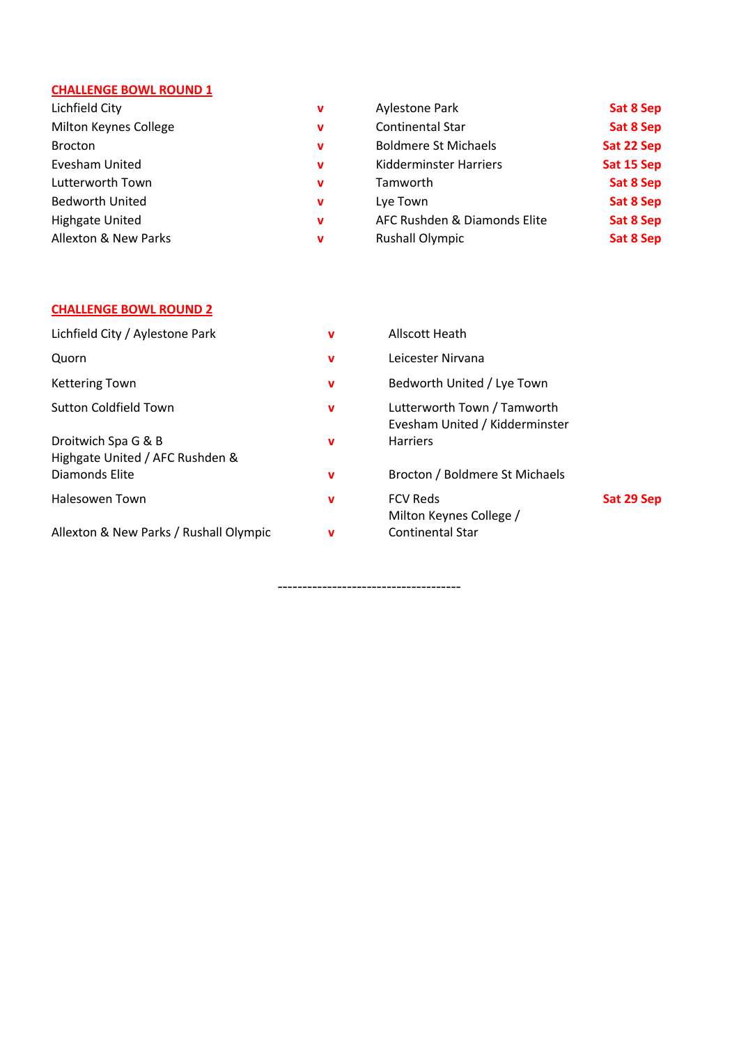## CHALLENGE BOWL ROUND 1

| Home | | Away | Date |
|---|---|---|---|
| Lichfield City | v | Aylestone Park | Sat 8 Sep |
| Milton Keynes College | v | Continental Star | Sat 8 Sep |
| Brocton | v | Boldmere St Michaels | Sat 22 Sep |
| Evesham United | v | Kidderminster Harriers | Sat 15 Sep |
| Lutterworth Town | v | Tamworth | Sat 8 Sep |
| Bedworth United | v | Lye Town | Sat 8 Sep |
| Highgate United | v | AFC Rushden & Diamonds Elite | Sat 8 Sep |
| Allexton & New Parks | v | Rushall Olympic | Sat 8 Sep |

## CHALLENGE BOWL ROUND 2

| Home | | Away | Date |
|---|---|---|---|
| Lichfield City / Aylestone Park | v | Allscott Heath | |
| Quorn | v | Leicester Nirvana | |
| Kettering Town | v | Bedworth United / Lye Town | |
| Sutton Coldfield Town | v | Lutterworth Town / Tamworth | |
| Droitwich Spa G & B | v | Evesham United / Kidderminster Harriers | |
| Highgate United / AFC Rushden & Diamonds Elite | v | Brocton / Boldmere St Michaels | |
| Halesowen Town | v | FCV Reds | Sat 29 Sep |
| Allexton & New Parks / Rushall Olympic | v | Milton Keynes College / Continental Star | |

------------------------------------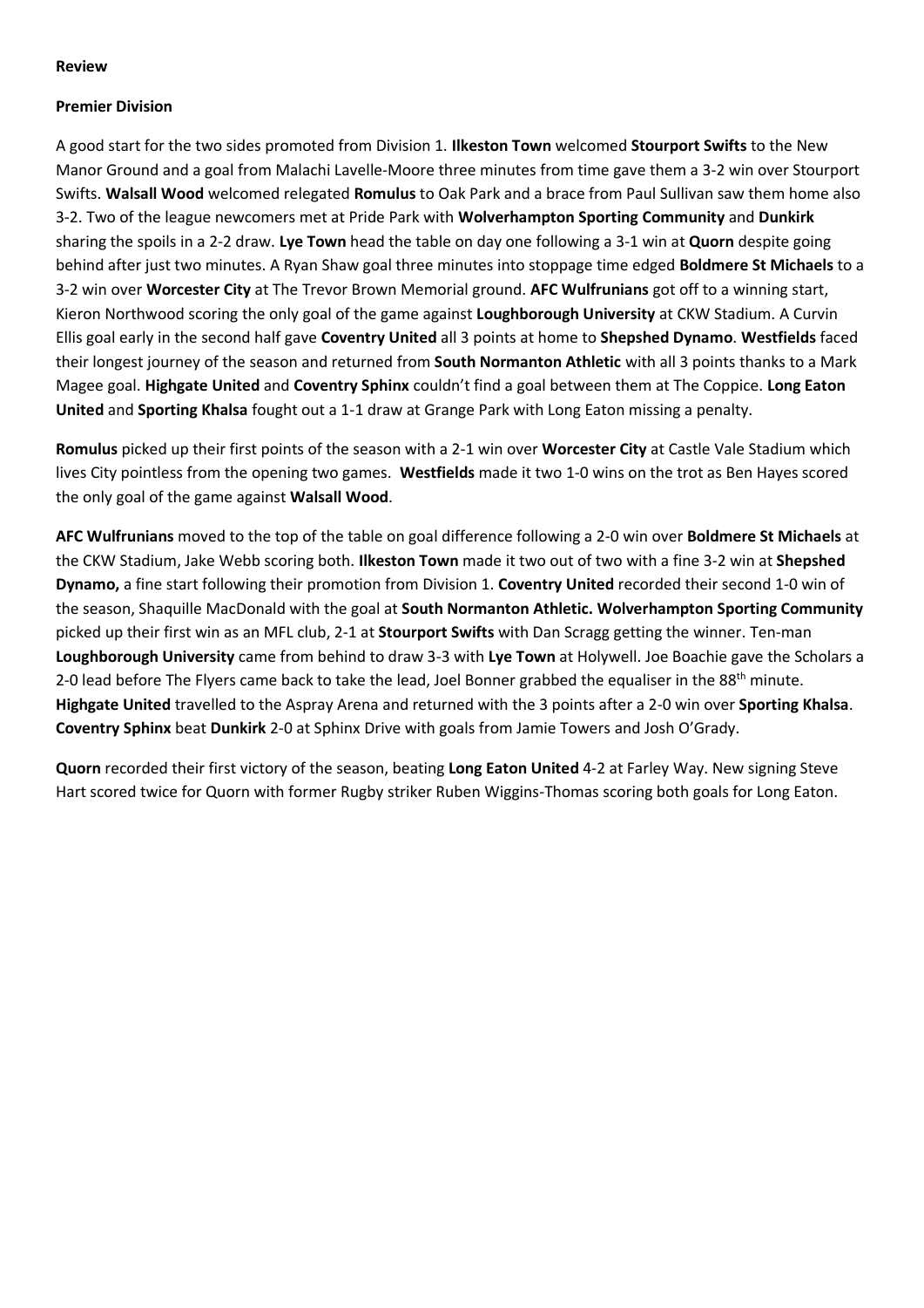**Review**

**Premier Division**

A good start for the two sides promoted from Division 1. **Ilkeston Town** welcomed **Stourport Swifts** to the New Manor Ground and a goal from Malachi Lavelle-Moore three minutes from time gave them a 3-2 win over Stourport Swifts. **Walsall Wood** welcomed relegated **Romulus** to Oak Park and a brace from Paul Sullivan saw them home also 3-2. Two of the league newcomers met at Pride Park with **Wolverhampton Sporting Community** and **Dunkirk** sharing the spoils in a 2-2 draw. **Lye Town** head the table on day one following a 3-1 win at **Quorn** despite going behind after just two minutes. A Ryan Shaw goal three minutes into stoppage time edged **Boldmere St Michaels** to a 3-2 win over **Worcester City** at The Trevor Brown Memorial ground. **AFC Wulfrunians** got off to a winning start, Kieron Northwood scoring the only goal of the game against **Loughborough University** at CKW Stadium. A Curvin Ellis goal early in the second half gave **Coventry United** all 3 points at home to **Shepshed Dynamo**. **Westfields** faced their longest journey of the season and returned from **South Normanton Athletic** with all 3 points thanks to a Mark Magee goal. **Highgate United** and **Coventry Sphinx** couldn't find a goal between them at The Coppice. **Long Eaton United** and **Sporting Khalsa** fought out a 1-1 draw at Grange Park with Long Eaton missing a penalty.

**Romulus** picked up their first points of the season with a 2-1 win over **Worcester City** at Castle Vale Stadium which lives City pointless from the opening two games. **Westfields** made it two 1-0 wins on the trot as Ben Hayes scored the only goal of the game against **Walsall Wood**.

**AFC Wulfrunians** moved to the top of the table on goal difference following a 2-0 win over **Boldmere St Michaels** at the CKW Stadium, Jake Webb scoring both. **Ilkeston Town** made it two out of two with a fine 3-2 win at **Shepshed Dynamo,** a fine start following their promotion from Division 1. **Coventry United** recorded their second 1-0 win of the season, Shaquille MacDonald with the goal at **South Normanton Athletic. Wolverhampton Sporting Community** picked up their first win as an MFL club, 2-1 at **Stourport Swifts** with Dan Scragg getting the winner. Ten-man **Loughborough University** came from behind to draw 3-3 with **Lye Town** at Holywell. Joe Boachie gave the Scholars a 2-0 lead before The Flyers came back to take the lead, Joel Bonner grabbed the equaliser in the 88th minute. **Highgate United** travelled to the Aspray Arena and returned with the 3 points after a 2-0 win over **Sporting Khalsa**. **Coventry Sphinx** beat **Dunkirk** 2-0 at Sphinx Drive with goals from Jamie Towers and Josh O'Grady.

**Quorn** recorded their first victory of the season, beating **Long Eaton United** 4-2 at Farley Way. New signing Steve Hart scored twice for Quorn with former Rugby striker Ruben Wiggins-Thomas scoring both goals for Long Eaton.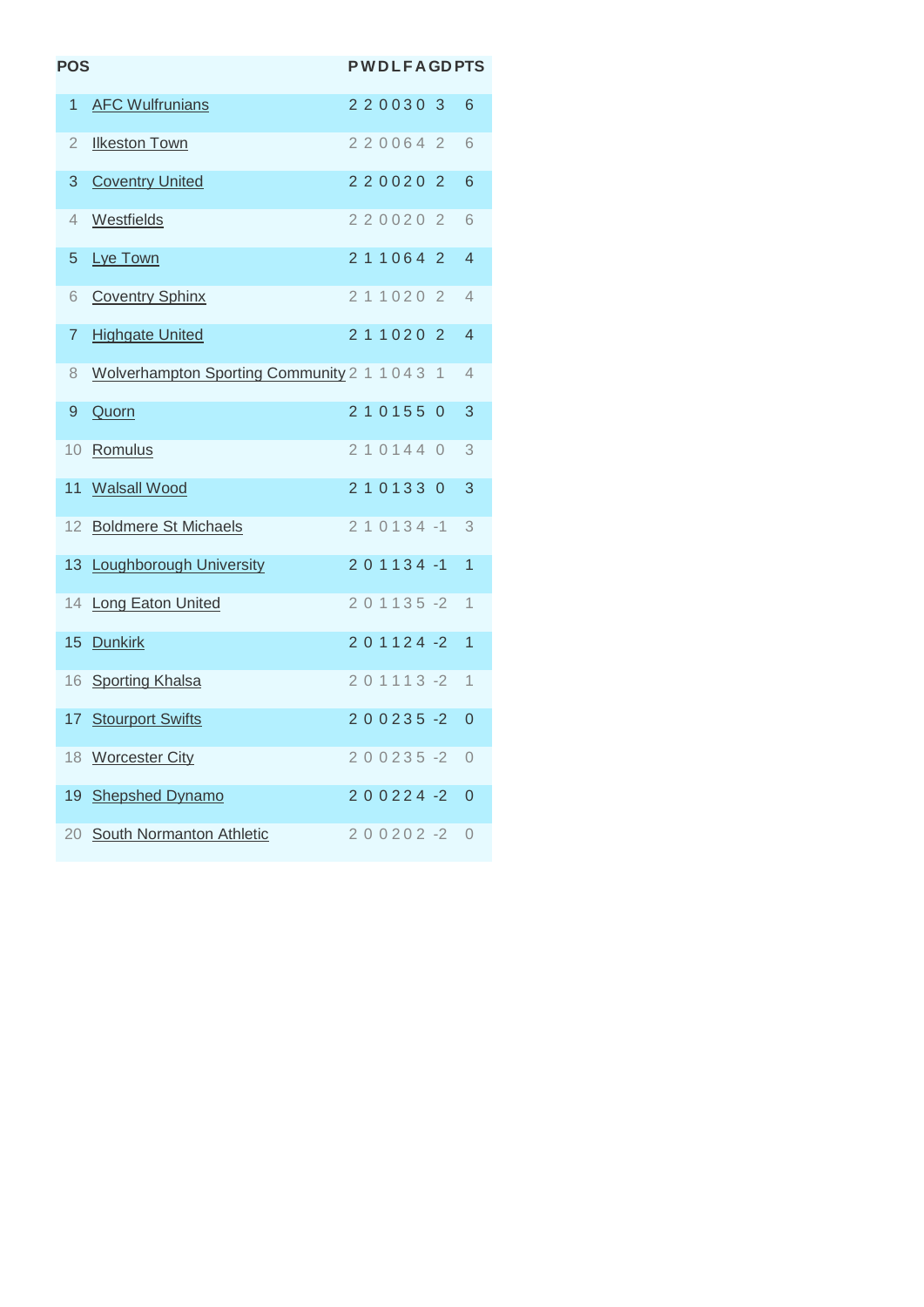| POS | | P | W | D | L | F | A | GD | PTS |
|---|---|---|---|---|---|---|---|---|---|
| 1 | AFC Wulfrunians | 2 | 2 | 0 | 0 | 3 | 0 | 3 | 6 |
| 2 | Ilkeston Town | 2 | 2 | 0 | 0 | 6 | 4 | 2 | 6 |
| 3 | Coventry United | 2 | 2 | 0 | 0 | 2 | 0 | 2 | 6 |
| 4 | Westfields | 2 | 2 | 0 | 0 | 2 | 0 | 2 | 6 |
| 5 | Lye Town | 2 | 1 | 1 | 0 | 6 | 4 | 2 | 4 |
| 6 | Coventry Sphinx | 2 | 1 | 1 | 0 | 2 | 0 | 2 | 4 |
| 7 | Highgate United | 2 | 1 | 1 | 0 | 2 | 0 | 2 | 4 |
| 8 | Wolverhampton Sporting Community | 2 | 1 | 1 | 0 | 4 | 3 | 1 | 4 |
| 9 | Quorn | 2 | 1 | 0 | 1 | 5 | 5 | 0 | 3 |
| 10 | Romulus | 2 | 1 | 0 | 1 | 4 | 4 | 0 | 3 |
| 11 | Walsall Wood | 2 | 1 | 0 | 1 | 3 | 3 | 0 | 3 |
| 12 | Boldmere St Michaels | 2 | 1 | 0 | 1 | 3 | 4 | -1 | 3 |
| 13 | Loughborough University | 2 | 0 | 1 | 1 | 3 | 4 | -1 | 1 |
| 14 | Long Eaton United | 2 | 0 | 1 | 1 | 3 | 5 | -2 | 1 |
| 15 | Dunkirk | 2 | 0 | 1 | 1 | 2 | 4 | -2 | 1 |
| 16 | Sporting Khalsa | 2 | 0 | 1 | 1 | 1 | 3 | -2 | 1 |
| 17 | Stourport Swifts | 2 | 0 | 0 | 2 | 3 | 5 | -2 | 0 |
| 18 | Worcester City | 2 | 0 | 0 | 2 | 3 | 5 | -2 | 0 |
| 19 | Shepshed Dynamo | 2 | 0 | 0 | 2 | 2 | 4 | -2 | 0 |
| 20 | South Normanton Athletic | 2 | 0 | 0 | 2 | 0 | 2 | -2 | 0 |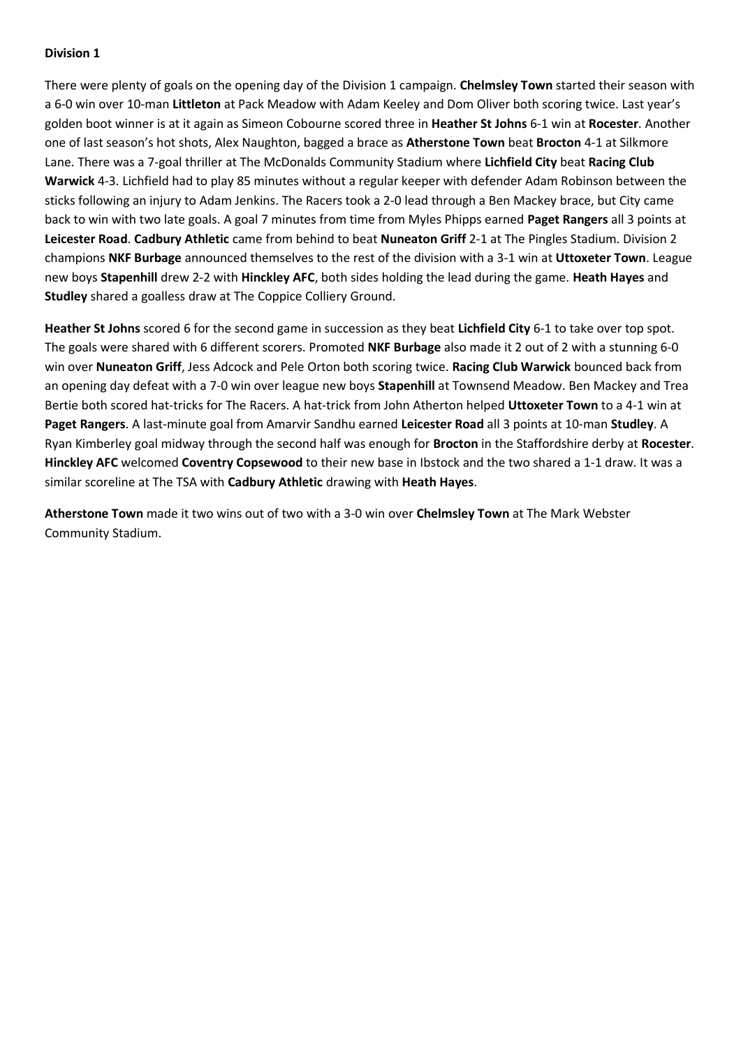**Division 1**

There were plenty of goals on the opening day of the Division 1 campaign. **Chelmsley Town** started their season with a 6-0 win over 10-man **Littleton** at Pack Meadow with Adam Keeley and Dom Oliver both scoring twice. Last year's golden boot winner is at it again as Simeon Cobourne scored three in **Heather St Johns** 6-1 win at **Rocester**. Another one of last season's hot shots, Alex Naughton, bagged a brace as **Atherstone Town** beat **Brocton** 4-1 at Silkmore Lane. There was a 7-goal thriller at The McDonalds Community Stadium where **Lichfield City** beat **Racing Club Warwick** 4-3. Lichfield had to play 85 minutes without a regular keeper with defender Adam Robinson between the sticks following an injury to Adam Jenkins. The Racers took a 2-0 lead through a Ben Mackey brace, but City came back to win with two late goals. A goal 7 minutes from time from Myles Phipps earned **Paget Rangers** all 3 points at **Leicester Road**. **Cadbury Athletic** came from behind to beat **Nuneaton Griff** 2-1 at The Pingles Stadium. Division 2 champions **NKF Burbage** announced themselves to the rest of the division with a 3-1 win at **Uttoxeter Town**. League new boys **Stapenhill** drew 2-2 with **Hinckley AFC**, both sides holding the lead during the game. **Heath Hayes** and **Studley** shared a goalless draw at The Coppice Colliery Ground.

**Heather St Johns** scored 6 for the second game in succession as they beat **Lichfield City** 6-1 to take over top spot. The goals were shared with 6 different scorers. Promoted **NKF Burbage** also made it 2 out of 2 with a stunning 6-0 win over **Nuneaton Griff**, Jess Adcock and Pele Orton both scoring twice. **Racing Club Warwick** bounced back from an opening day defeat with a 7-0 win over league new boys **Stapenhill** at Townsend Meadow. Ben Mackey and Trea Bertie both scored hat-tricks for The Racers. A hat-trick from John Atherton helped **Uttoxeter Town** to a 4-1 win at **Paget Rangers**. A last-minute goal from Amarvir Sandhu earned **Leicester Road** all 3 points at 10-man **Studley**. A Ryan Kimberley goal midway through the second half was enough for **Brocton** in the Staffordshire derby at **Rocester**. **Hinckley AFC** welcomed **Coventry Copsewood** to their new base in Ibstock and the two shared a 1-1 draw. It was a similar scoreline at The TSA with **Cadbury Athletic** drawing with **Heath Hayes**.

**Atherstone Town** made it two wins out of two with a 3-0 win over **Chelmsley Town** at The Mark Webster Community Stadium.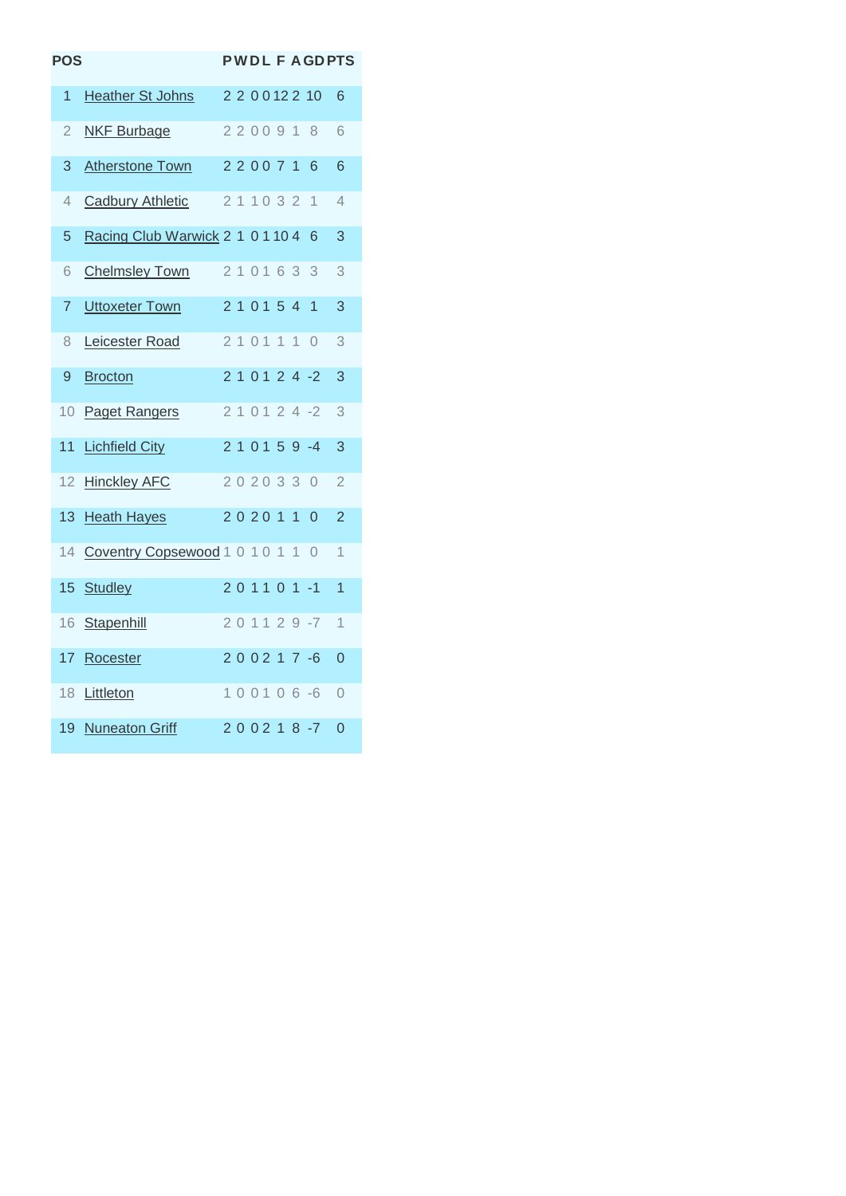| POS | | P | W | D | L | F | A | GD | PTS |
|---|---|---|---|---|---|---|---|---|---|
| 1 | Heather St Johns | 2 | 2 | 0 | 0 | 12 | 2 | 10 | 6 |
| 2 | NKF Burbage | 2 | 2 | 0 | 0 | 9 | 1 | 8 | 6 |
| 3 | Atherstone Town | 2 | 2 | 0 | 0 | 7 | 1 | 6 | 6 |
| 4 | Cadbury Athletic | 2 | 1 | 1 | 0 | 3 | 2 | 1 | 4 |
| 5 | Racing Club Warwick | 2 | 1 | 0 | 1 | 10 | 4 | 6 | 3 |
| 6 | Chelmsley Town | 2 | 1 | 0 | 1 | 6 | 3 | 3 | 3 |
| 7 | Uttoxeter Town | 2 | 1 | 0 | 1 | 5 | 4 | 1 | 3 |
| 8 | Leicester Road | 2 | 1 | 0 | 1 | 1 | 1 | 0 | 3 |
| 9 | Brocton | 2 | 1 | 0 | 1 | 2 | 4 | -2 | 3 |
| 10 | Paget Rangers | 2 | 1 | 0 | 1 | 2 | 4 | -2 | 3 |
| 11 | Lichfield City | 2 | 1 | 0 | 1 | 5 | 9 | -4 | 3 |
| 12 | Hinckley AFC | 2 | 0 | 2 | 0 | 3 | 3 | 0 | 2 |
| 13 | Heath Hayes | 2 | 0 | 2 | 0 | 1 | 1 | 0 | 2 |
| 14 | Coventry Copsewood | 1 | 0 | 1 | 0 | 1 | 1 | 0 | 1 |
| 15 | Studley | 2 | 0 | 1 | 1 | 0 | 1 | -1 | 1 |
| 16 | Stapenhill | 2 | 0 | 1 | 1 | 2 | 9 | -7 | 1 |
| 17 | Rocester | 2 | 0 | 0 | 2 | 1 | 7 | -6 | 0 |
| 18 | Littleton | 1 | 0 | 0 | 1 | 0 | 6 | -6 | 0 |
| 19 | Nuneaton Griff | 2 | 0 | 0 | 2 | 1 | 8 | -7 | 0 |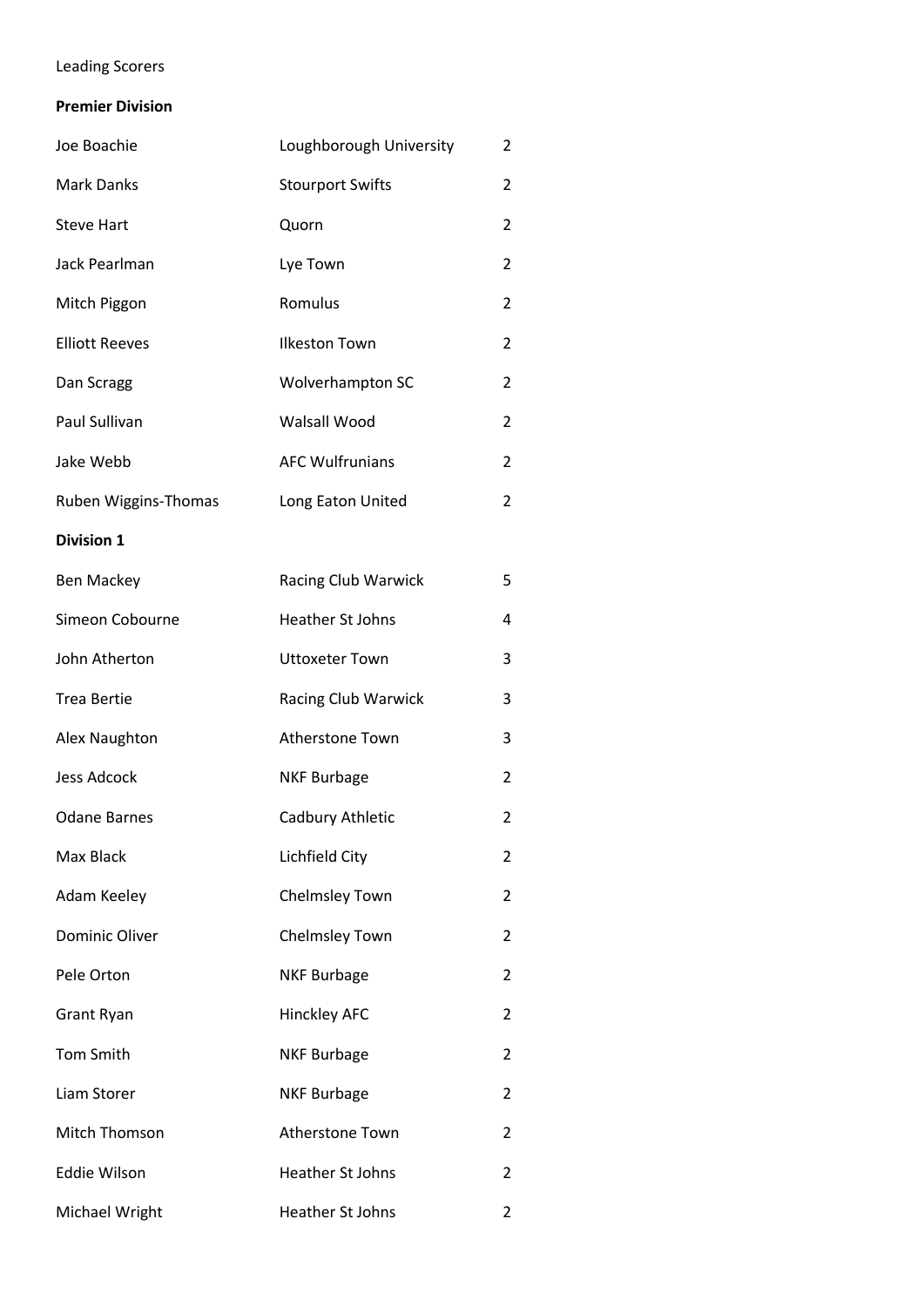Leading Scorers

**Premier Division**

| | | |
|---|---|---|
| Joe Boachie | Loughborough University | 2 |
| Mark Danks | Stourport Swifts | 2 |
| Steve Hart | Quorn | 2 |
| Jack Pearlman | Lye Town | 2 |
| Mitch Piggon | Romulus | 2 |
| Elliott Reeves | Ilkeston Town | 2 |
| Dan Scragg | Wolverhampton SC | 2 |
| Paul Sullivan | Walsall Wood | 2 |
| Jake Webb | AFC Wulfrunians | 2 |
| Ruben Wiggins-Thomas | Long Eaton United | 2 |

**Division 1**

| | | |
|---|---|---|
| Ben Mackey | Racing Club Warwick | 5 |
| Simeon Cobourne | Heather St Johns | 4 |
| John Atherton | Uttoxeter Town | 3 |
| Trea Bertie | Racing Club Warwick | 3 |
| Alex Naughton | Atherstone Town | 3 |
| Jess Adcock | NKF Burbage | 2 |
| Odane Barnes | Cadbury Athletic | 2 |
| Max Black | Lichfield City | 2 |
| Adam Keeley | Chelmsley Town | 2 |
| Dominic Oliver | Chelmsley Town | 2 |
| Pele Orton | NKF Burbage | 2 |
| Grant Ryan | Hinckley AFC | 2 |
| Tom Smith | NKF Burbage | 2 |
| Liam Storer | NKF Burbage | 2 |
| Mitch Thomson | Atherstone Town | 2 |
| Eddie Wilson | Heather St Johns | 2 |
| Michael Wright | Heather St Johns | 2 |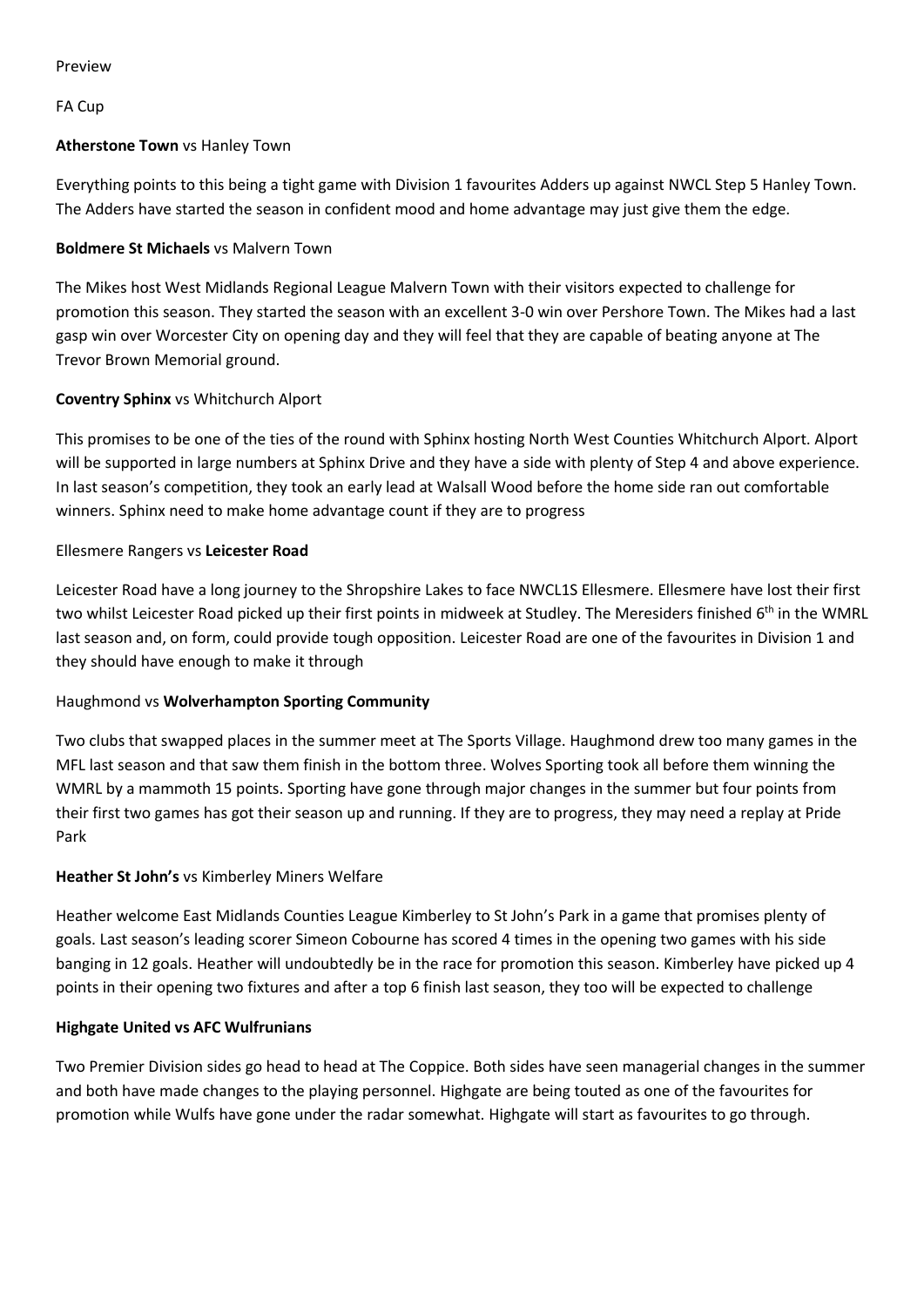Preview

FA Cup

**Atherstone Town** vs Hanley Town

Everything points to this being a tight game with Division 1 favourites Adders up against NWCL Step 5 Hanley Town. The Adders have started the season in confident mood and home advantage may just give them the edge.

**Boldmere St Michaels** vs Malvern Town

The Mikes host West Midlands Regional League Malvern Town with their visitors expected to challenge for promotion this season. They started the season with an excellent 3-0 win over Pershore Town. The Mikes had a last gasp win over Worcester City on opening day and they will feel that they are capable of beating anyone at The Trevor Brown Memorial ground.

**Coventry Sphinx** vs Whitchurch Alport

This promises to be one of the ties of the round with Sphinx hosting North West Counties Whitchurch Alport. Alport will be supported in large numbers at Sphinx Drive and they have a side with plenty of Step 4 and above experience. In last season's competition, they took an early lead at Walsall Wood before the home side ran out comfortable winners. Sphinx need to make home advantage count if they are to progress

Ellesmere Rangers vs **Leicester Road**

Leicester Road have a long journey to the Shropshire Lakes to face NWCL1S Ellesmere. Ellesmere have lost their first two whilst Leicester Road picked up their first points in midweek at Studley. The Meresiders finished 6th in the WMRL last season and, on form, could provide tough opposition. Leicester Road are one of the favourites in Division 1 and they should have enough to make it through

Haughmond vs **Wolverhampton Sporting Community**

Two clubs that swapped places in the summer meet at The Sports Village. Haughmond drew too many games in the MFL last season and that saw them finish in the bottom three. Wolves Sporting took all before them winning the WMRL by a mammoth 15 points. Sporting have gone through major changes in the summer but four points from their first two games has got their season up and running. If they are to progress, they may need a replay at Pride Park

**Heather St John's** vs Kimberley Miners Welfare

Heather welcome East Midlands Counties League Kimberley to St John's Park in a game that promises plenty of goals. Last season's leading scorer Simeon Cobourne has scored 4 times in the opening two games with his side banging in 12 goals. Heather will undoubtedly be in the race for promotion this season. Kimberley have picked up 4 points in their opening two fixtures and after a top 6 finish last season, they too will be expected to challenge

**Highgate United vs AFC Wulfrunians**

Two Premier Division sides go head to head at The Coppice. Both sides have seen managerial changes in the summer and both have made changes to the playing personnel. Highgate are being touted as one of the favourites for promotion while Wulfs have gone under the radar somewhat. Highgate will start as favourites to go through.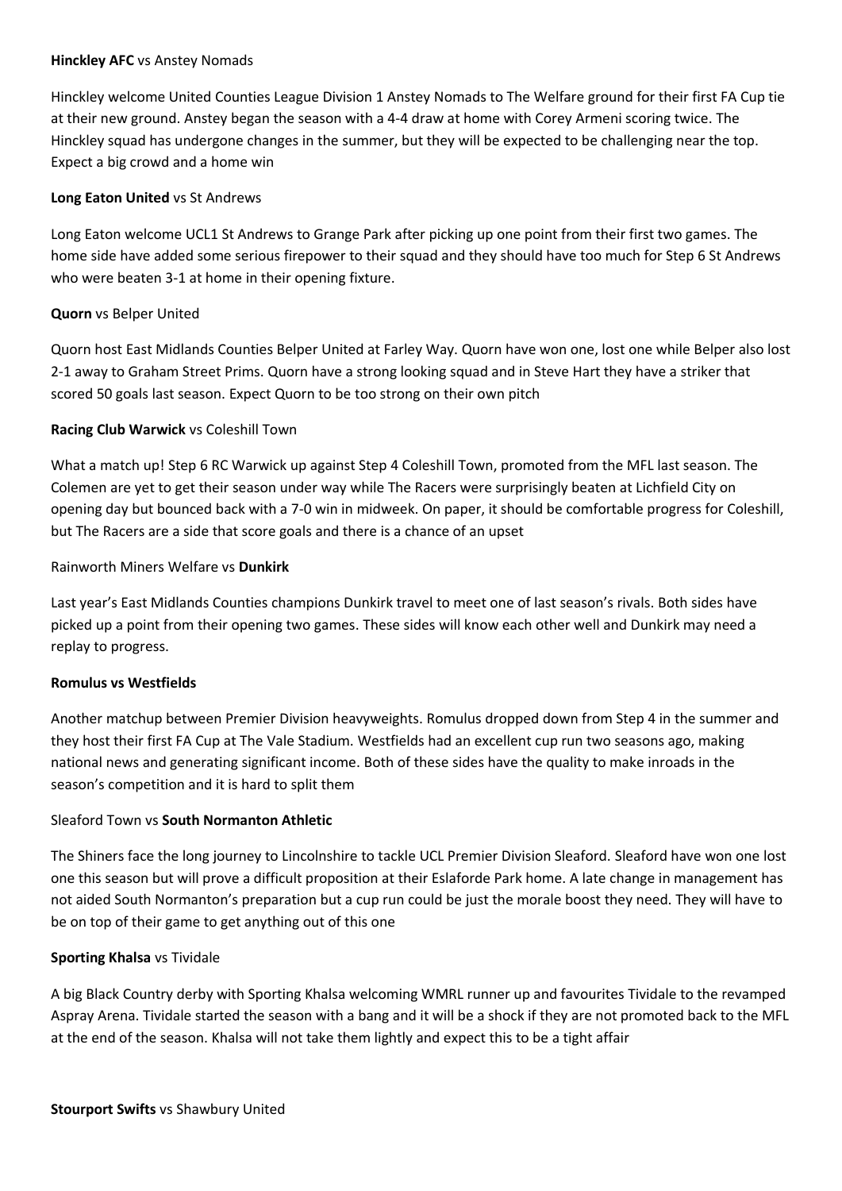**Hinckley AFC** vs Anstey Nomads

Hinckley welcome United Counties League Division 1 Anstey Nomads to The Welfare ground for their first FA Cup tie at their new ground. Anstey began the season with a 4-4 draw at home with Corey Armeni scoring twice. The Hinckley squad has undergone changes in the summer, but they will be expected to be challenging near the top. Expect a big crowd and a home win

**Long Eaton United** vs St Andrews

Long Eaton welcome UCL1 St Andrews to Grange Park after picking up one point from their first two games. The home side have added some serious firepower to their squad and they should have too much for Step 6 St Andrews who were beaten 3-1 at home in their opening fixture.

**Quorn** vs Belper United

Quorn host East Midlands Counties Belper United at Farley Way. Quorn have won one, lost one while Belper also lost 2-1 away to Graham Street Prims. Quorn have a strong looking squad and in Steve Hart they have a striker that scored 50 goals last season. Expect Quorn to be too strong on their own pitch

**Racing Club Warwick** vs Coleshill Town

What a match up! Step 6 RC Warwick up against Step 4 Coleshill Town, promoted from the MFL last season. The Colemen are yet to get their season under way while The Racers were surprisingly beaten at Lichfield City on opening day but bounced back with a 7-0 win in midweek. On paper, it should be comfortable progress for Coleshill, but The Racers are a side that score goals and there is a chance of an upset

Rainworth Miners Welfare vs **Dunkirk**

Last year's East Midlands Counties champions Dunkirk travel to meet one of last season's rivals. Both sides have picked up a point from their opening two games. These sides will know each other well and Dunkirk may need a replay to progress.

**Romulus vs Westfields**

Another matchup between Premier Division heavyweights. Romulus dropped down from Step 4 in the summer and they host their first FA Cup at The Vale Stadium. Westfields had an excellent cup run two seasons ago, making national news and generating significant income. Both of these sides have the quality to make inroads in the season's competition and it is hard to split them

Sleaford Town vs **South Normanton Athletic**

The Shiners face the long journey to Lincolnshire to tackle UCL Premier Division Sleaford. Sleaford have won one lost one this season but will prove a difficult proposition at their Eslaforde Park home. A late change in management has not aided South Normanton's preparation but a cup run could be just the morale boost they need. They will have to be on top of their game to get anything out of this one

**Sporting Khalsa** vs Tividale

A big Black Country derby with Sporting Khalsa welcoming WMRL runner up and favourites Tividale to the revamped Aspray Arena. Tividale started the season with a bang and it will be a shock if they are not promoted back to the MFL at the end of the season. Khalsa will not take them lightly and expect this to be a tight affair

**Stourport Swifts** vs Shawbury United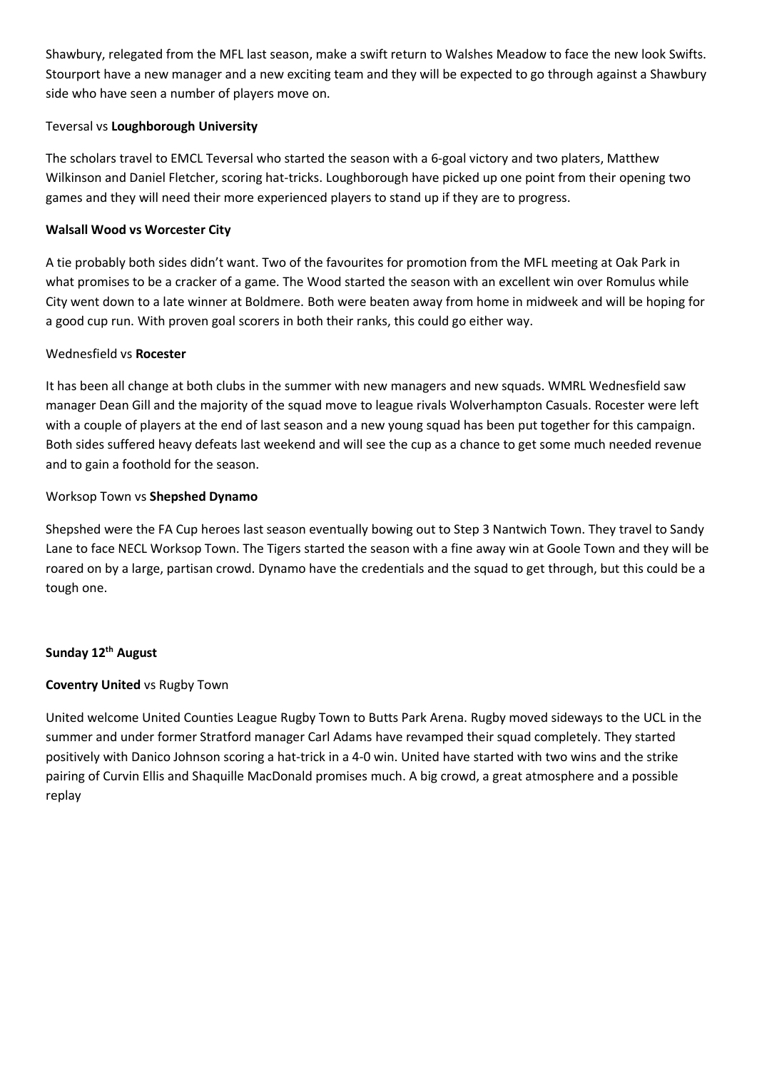Shawbury, relegated from the MFL last season, make a swift return to Walshes Meadow to face the new look Swifts. Stourport have a new manager and a new exciting team and they will be expected to go through against a Shawbury side who have seen a number of players move on.

Teversal vs **Loughborough University**

The scholars travel to EMCL Teversal who started the season with a 6-goal victory and two platers, Matthew Wilkinson and Daniel Fletcher, scoring hat-tricks. Loughborough have picked up one point from their opening two games and they will need their more experienced players to stand up if they are to progress.

**Walsall Wood vs Worcester City**

A tie probably both sides didn't want. Two of the favourites for promotion from the MFL meeting at Oak Park in what promises to be a cracker of a game. The Wood started the season with an excellent win over Romulus while City went down to a late winner at Boldmere. Both were beaten away from home in midweek and will be hoping for a good cup run. With proven goal scorers in both their ranks, this could go either way.

Wednesfield vs **Rocester**

It has been all change at both clubs in the summer with new managers and new squads. WMRL Wednesfield saw manager Dean Gill and the majority of the squad move to league rivals Wolverhampton Casuals. Rocester were left with a couple of players at the end of last season and a new young squad has been put together for this campaign. Both sides suffered heavy defeats last weekend and will see the cup as a chance to get some much needed revenue and to gain a foothold for the season.

Worksop Town vs **Shepshed Dynamo**

Shepshed were the FA Cup heroes last season eventually bowing out to Step 3 Nantwich Town. They travel to Sandy Lane to face NECL Worksop Town. The Tigers started the season with a fine away win at Goole Town and they will be roared on by a large, partisan crowd. Dynamo have the credentials and the squad to get through, but this could be a tough one.

**Sunday 12th August**

**Coventry United** vs Rugby Town

United welcome United Counties League Rugby Town to Butts Park Arena. Rugby moved sideways to the UCL in the summer and under former Stratford manager Carl Adams have revamped their squad completely. They started positively with Danico Johnson scoring a hat-trick in a 4-0 win. United have started with two wins and the strike pairing of Curvin Ellis and Shaquille MacDonald promises much. A big crowd, a great atmosphere and a possible replay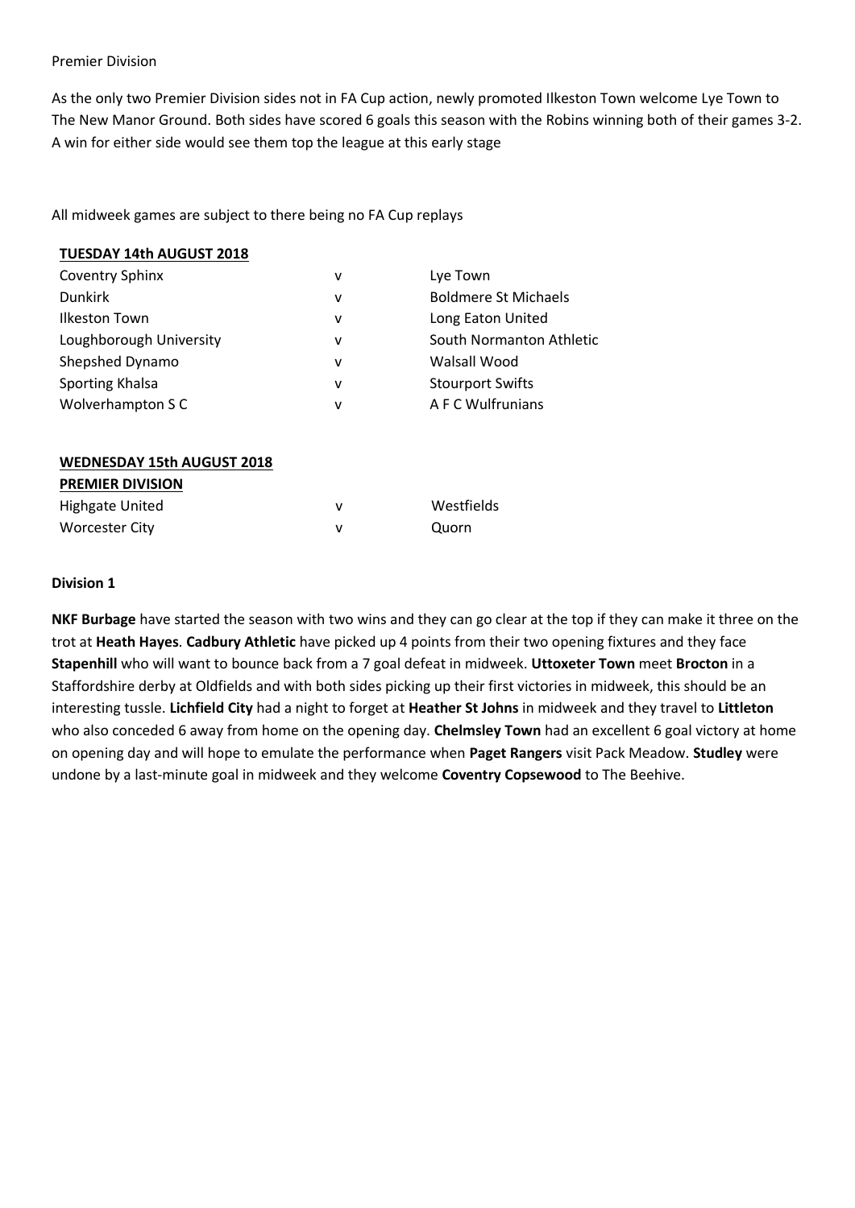Premier Division

As the only two Premier Division sides not in FA Cup action, newly promoted Ilkeston Town welcome Lye Town to The New Manor Ground. Both sides have scored 6 goals this season with the Robins winning both of their games 3-2. A win for either side would see them top the league at this early stage

All midweek games are subject to there being no FA Cup replays

**TUESDAY 14th AUGUST 2018**

| | | |
|---|---|---|
| Coventry Sphinx | v | Lye Town |
| Dunkirk | v | Boldmere St Michaels |
| Ilkeston Town | v | Long Eaton United |
| Loughborough University | v | South Normanton Athletic |
| Shepshed Dynamo | v | Walsall Wood |
| Sporting Khalsa | v | Stourport Swifts |
| Wolverhampton S C | v | A F C Wulfrunians |

**WEDNESDAY 15th AUGUST 2018**

**PREMIER DIVISION**

| | | |
|---|---|---|
| Highgate United | v | Westfields |
| Worcester City | v | Quorn |

**Division 1**

**NKF Burbage** have started the season with two wins and they can go clear at the top if they can make it three on the trot at **Heath Hayes**. **Cadbury Athletic** have picked up 4 points from their two opening fixtures and they face **Stapenhill** who will want to bounce back from a 7 goal defeat in midweek. **Uttoxeter Town** meet **Brocton** in a Staffordshire derby at Oldfields and with both sides picking up their first victories in midweek, this should be an interesting tussle. **Lichfield City** had a night to forget at **Heather St Johns** in midweek and they travel to **Littleton** who also conceded 6 away from home on the opening day. **Chelmsley Town** had an excellent 6 goal victory at home on opening day and will hope to emulate the performance when **Paget Rangers** visit Pack Meadow. **Studley** were undone by a last-minute goal in midweek and they welcome **Coventry Copsewood** to The Beehive.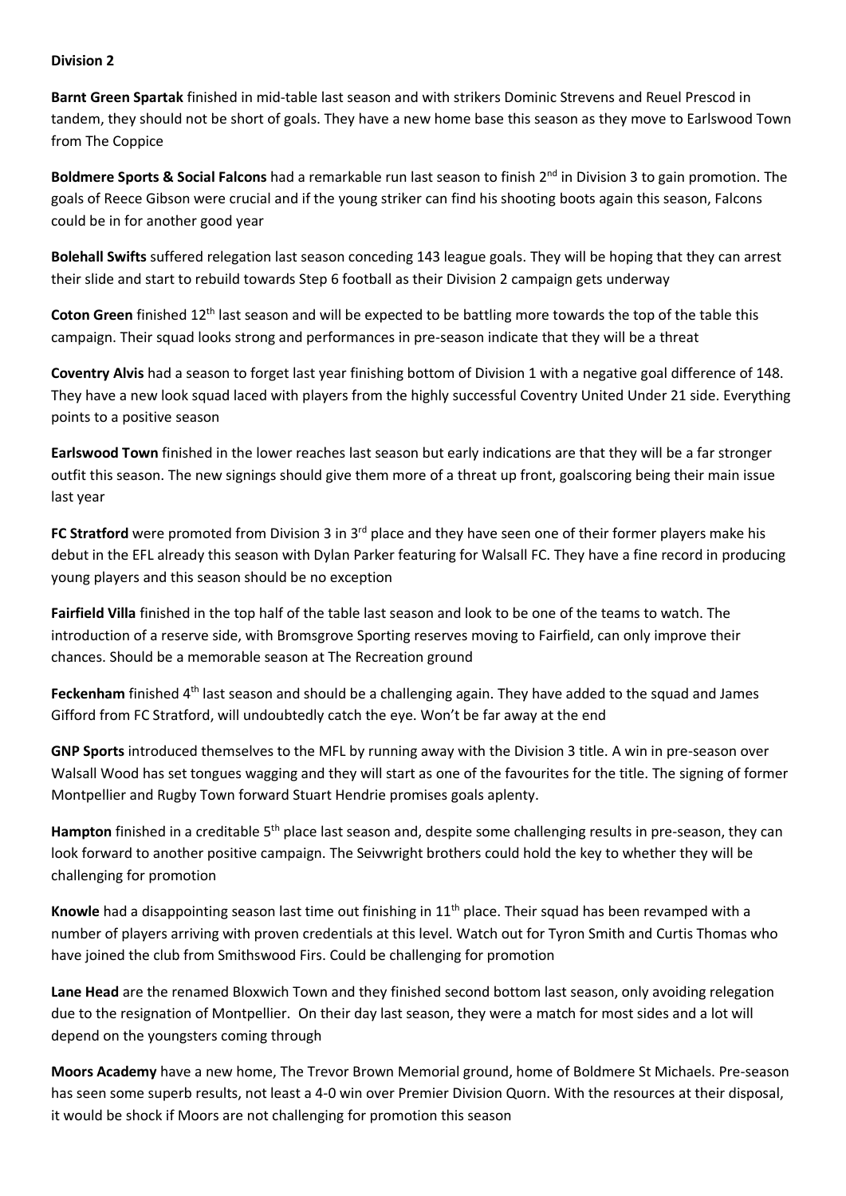**Division 2**

**Barnt Green Spartak** finished in mid-table last season and with strikers Dominic Strevens and Reuel Prescod in tandem, they should not be short of goals. They have a new home base this season as they move to Earlswood Town from The Coppice

**Boldmere Sports & Social Falcons** had a remarkable run last season to finish 2nd in Division 3 to gain promotion. The goals of Reece Gibson were crucial and if the young striker can find his shooting boots again this season, Falcons could be in for another good year

**Bolehall Swifts** suffered relegation last season conceding 143 league goals. They will be hoping that they can arrest their slide and start to rebuild towards Step 6 football as their Division 2 campaign gets underway

**Coton Green** finished 12th last season and will be expected to be battling more towards the top of the table this campaign. Their squad looks strong and performances in pre-season indicate that they will be a threat

**Coventry Alvis** had a season to forget last year finishing bottom of Division 1 with a negative goal difference of 148. They have a new look squad laced with players from the highly successful Coventry United Under 21 side. Everything points to a positive season

**Earlswood Town** finished in the lower reaches last season but early indications are that they will be a far stronger outfit this season. The new signings should give them more of a threat up front, goalscoring being their main issue last year

**FC Stratford** were promoted from Division 3 in 3rd place and they have seen one of their former players make his debut in the EFL already this season with Dylan Parker featuring for Walsall FC. They have a fine record in producing young players and this season should be no exception

**Fairfield Villa** finished in the top half of the table last season and look to be one of the teams to watch. The introduction of a reserve side, with Bromsgrove Sporting reserves moving to Fairfield, can only improve their chances. Should be a memorable season at The Recreation ground

**Feckenham** finished 4th last season and should be a challenging again. They have added to the squad and James Gifford from FC Stratford, will undoubtedly catch the eye. Won't be far away at the end

**GNP Sports** introduced themselves to the MFL by running away with the Division 3 title. A win in pre-season over Walsall Wood has set tongues wagging and they will start as one of the favourites for the title. The signing of former Montpellier and Rugby Town forward Stuart Hendrie promises goals aplenty.

**Hampton** finished in a creditable 5th place last season and, despite some challenging results in pre-season, they can look forward to another positive campaign. The Seivwright brothers could hold the key to whether they will be challenging for promotion

**Knowle** had a disappointing season last time out finishing in 11th place. Their squad has been revamped with a number of players arriving with proven credentials at this level. Watch out for Tyron Smith and Curtis Thomas who have joined the club from Smithswood Firs. Could be challenging for promotion

**Lane Head** are the renamed Bloxwich Town and they finished second bottom last season, only avoiding relegation due to the resignation of Montpellier. On their day last season, they were a match for most sides and a lot will depend on the youngsters coming through

**Moors Academy** have a new home, The Trevor Brown Memorial ground, home of Boldmere St Michaels. Pre-season has seen some superb results, not least a 4-0 win over Premier Division Quorn. With the resources at their disposal, it would be shock if Moors are not challenging for promotion this season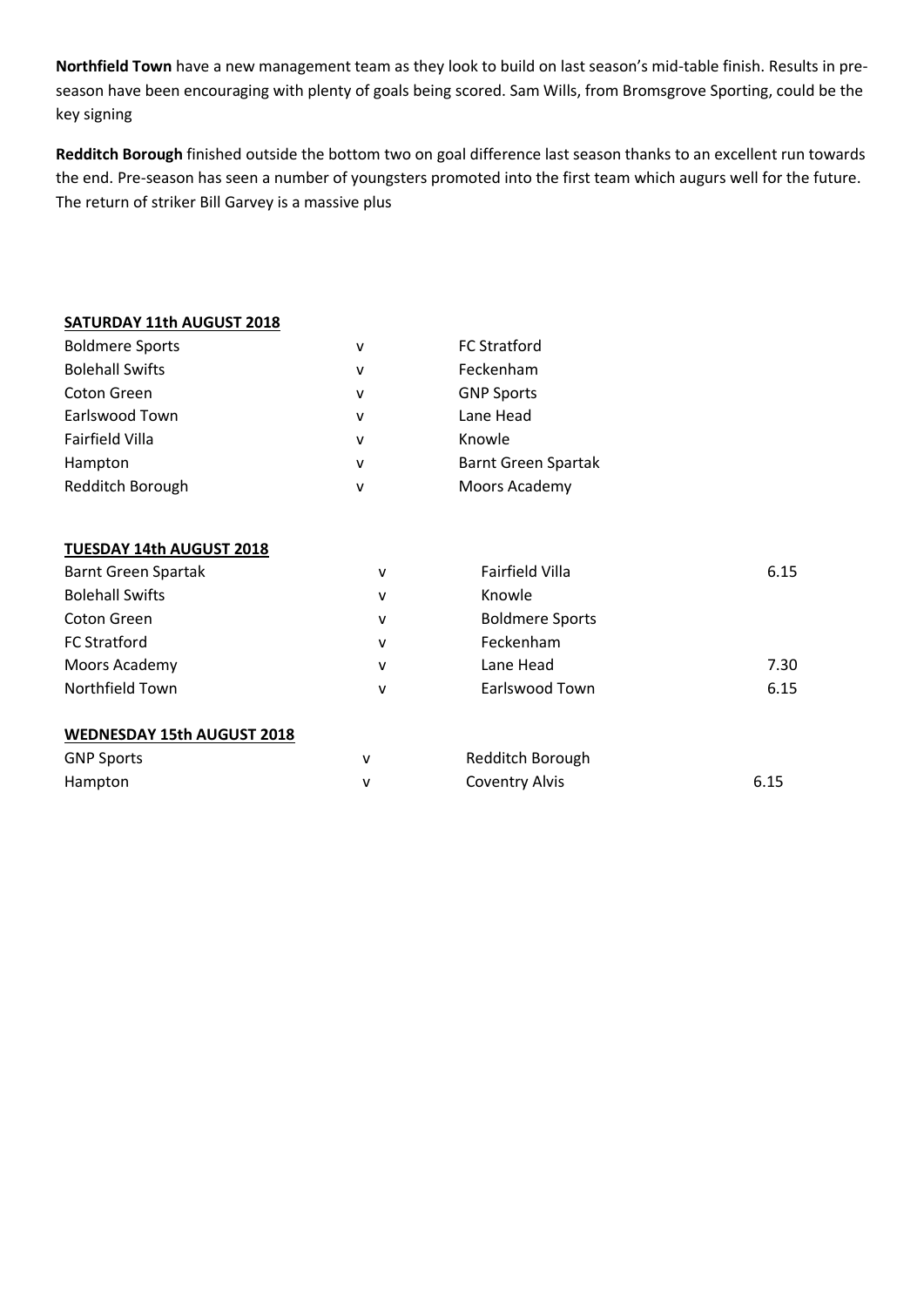**Northfield Town** have a new management team as they look to build on last season's mid-table finish. Results in pre-season have been encouraging with plenty of goals being scored. Sam Wills, from Bromsgrove Sporting, could be the key signing

**Redditch Borough** finished outside the bottom two on goal difference last season thanks to an excellent run towards the end. Pre-season has seen a number of youngsters promoted into the first team which augurs well for the future. The return of striker Bill Garvey is a massive plus

**SATURDAY 11th AUGUST 2018**

| | | |
|---|---|---|
| Boldmere Sports | v | FC Stratford |
| Bolehall Swifts | v | Feckenham |
| Coton Green | v | GNP Sports |
| Earlswood Town | v | Lane Head |
| Fairfield Villa | v | Knowle |
| Hampton | v | Barnt Green Spartak |
| Redditch Borough | v | Moors Academy |

**TUESDAY 14th AUGUST 2018**

| | | | |
|---|---|---|---|
| Barnt Green Spartak | v | Fairfield Villa | 6.15 |
| Bolehall Swifts | v | Knowle | |
| Coton Green | v | Boldmere Sports | |
| FC Stratford | v | Feckenham | |
| Moors Academy | v | Lane Head | 7.30 |
| Northfield Town | v | Earlswood Town | 6.15 |

**WEDNESDAY 15th AUGUST 2018**

| | | | |
|---|---|---|---|
| GNP Sports | v | Redditch Borough | |
| Hampton | v | Coventry Alvis | 6.15 |